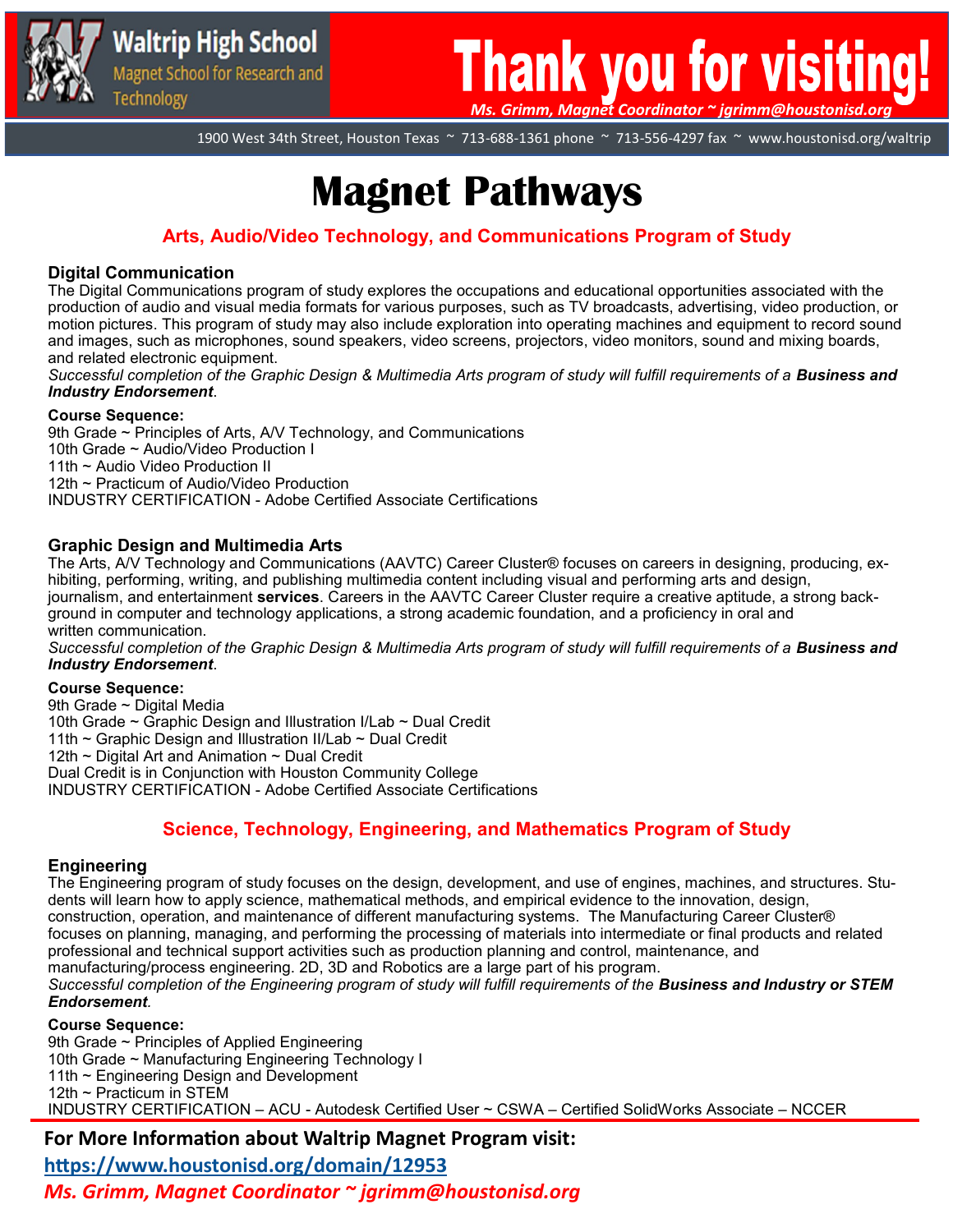**Waltrip High School**
Magnet School for Research and Technology

# Thank you for visiting!

*Ms. Grimm, Magnet Coordinator ~ jgrimm@houstonisd.org*

1900 West 34th Street, Houston Texas ~ 713-688-1361 phone ~ 713-556-4297 fax ~ www.houstonisd.org/waltrip

# Magnet Pathways

## Arts, Audio/Video Technology, and Communications Program of Study

### Digital Communication

The Digital Communications program of study explores the occupations and educational opportunities associated with the production of audio and visual media formats for various purposes, such as TV broadcasts, advertising, video production, or motion pictures. This program of study may also include exploration into operating machines and equipment to record sound and images, such as microphones, sound speakers, video screens, projectors, video monitors, sound and mixing boards, and related electronic equipment.

*Successful completion of the Graphic Design & Multimedia Arts program of study will fulfill requirements of a **Business and Industry Endorsement**.*

**Course Sequence:**

9th Grade ~ Principles of Arts, A/V Technology, and Communications
10th Grade ~ Audio/Video Production I
11th ~ Audio Video Production II
12th ~ Practicum of Audio/Video Production
INDUSTRY CERTIFICATION - Adobe Certified Associate Certifications

### Graphic Design and Multimedia Arts

The Arts, A/V Technology and Communications (AAVTC) Career Cluster® focuses on careers in designing, producing, exhibiting, performing, writing, and publishing multimedia content including visual and performing arts and design, journalism, and entertainment **services**. Careers in the AAVTC Career Cluster require a creative aptitude, a strong background in computer and technology applications, a strong academic foundation, and a proficiency in oral and written communication.

*Successful completion of the Graphic Design & Multimedia Arts program of study will fulfill requirements of a **Business and Industry Endorsement**.*

**Course Sequence:**

9th Grade ~ Digital Media
10th Grade ~ Graphic Design and Illustration I/Lab ~ Dual Credit
11th ~ Graphic Design and Illustration II/Lab ~ Dual Credit
12th ~ Digital Art and Animation ~ Dual Credit
Dual Credit is in Conjunction with Houston Community College
INDUSTRY CERTIFICATION - Adobe Certified Associate Certifications

## Science, Technology, Engineering, and Mathematics Program of Study

### Engineering

The Engineering program of study focuses on the design, development, and use of engines, machines, and structures. Students will learn how to apply science, mathematical methods, and empirical evidence to the innovation, design, construction, operation, and maintenance of different manufacturing systems. The Manufacturing Career Cluster® focuses on planning, managing, and performing the processing of materials into intermediate or final products and related professional and technical support activities such as production planning and control, maintenance, and manufacturing/process engineering. 2D, 3D and Robotics are a large part of his program.

*Successful completion of the Engineering program of study will fulfill requirements of the **Business and Industry or STEM Endorsement**.*

**Course Sequence:**

9th Grade ~ Principles of Applied Engineering
10th Grade ~ Manufacturing Engineering Technology I
11th ~ Engineering Design and Development
12th ~ Practicum in STEM
INDUSTRY CERTIFICATION – ACU - Autodesk Certified User ~ CSWA – Certified SolidWorks Associate – NCCER

---

**For More Information about Waltrip Magnet Program visit:**

https://www.houstonisd.org/domain/12953

*Ms. Grimm, Magnet Coordinator ~ jgrimm@houstonisd.org*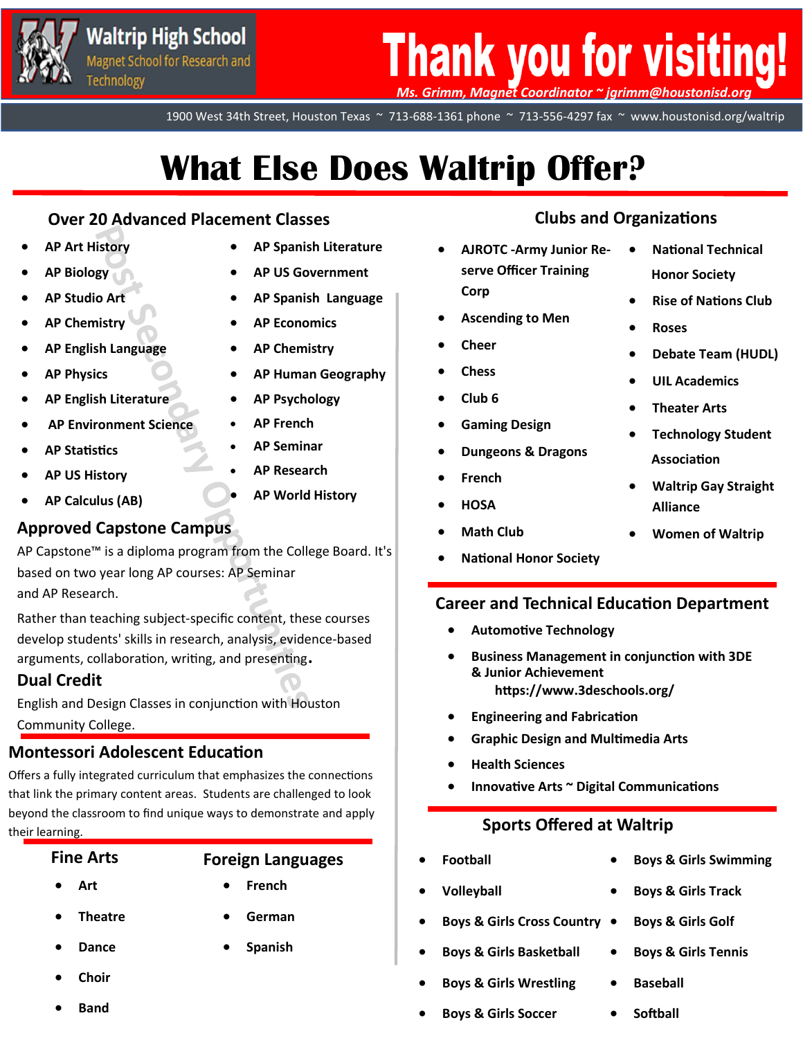Waltrip High School
Magnet School for Research and Technology

# Thank you for visiting!

*Ms. Grimm, Magnet Coordinator ~ jgrimm@houstonisd.org*

1900 West 34th Street, Houston Texas ~ 713-688-1361 phone ~ 713-556-4297 fax ~ www.houstonisd.org/waltrip

# What Else Does Waltrip Offer?

## Over 20 Advanced Placement Classes

- **AP Art History**
- **AP Biology**
- **AP Studio Art**
- **AP Chemistry**
- **AP English Language**
- **AP Physics**
- **AP English Literature**
- **AP Environment Science**
- **AP Statistics**
- **AP US History**
- **AP Calculus (AB)**
- **AP Spanish Literature**
- **AP US Government**
- **AP Spanish Language**
- **AP Economics**
- **AP Chemistry**
- **AP Human Geography**
- **AP Psychology**
- **AP French**
- **AP Seminar**
- **AP Research**
- **AP World History**

Post Secondary Opportunities

## Approved Capstone Campus

AP Capstone™ is a diploma program from the College Board. It's based on two year long AP courses: AP Seminar and AP Research.

Rather than teaching subject-specific content, these courses develop students' skills in research, analysis, evidence-based arguments, collaboration, writing, and presenting.

## Dual Credit

English and Design Classes in conjunction with Houston Community College.

## Montessori Adolescent Education

Offers a fully integrated curriculum that emphasizes the connections that link the primary content areas. Students are challenged to look beyond the classroom to find unique ways to demonstrate and apply their learning.

## Fine Arts

- **Art**
- **Theatre**
- **Dance**
- **Choir**
- **Band**

## Foreign Languages

- **French**
- **German**
- **Spanish**

## Clubs and Organizations

- **AJROTC -Army Junior Reserve Officer Training Corp**
- **Ascending to Men**
- **Cheer**
- **Chess**
- **Club 6**
- **Gaming Design**
- **Dungeons & Dragons**
- **French**
- **HOSA**
- **Math Club**
- **National Honor Society**
- **National Technical Honor Society**
- **Rise of Nations Club**
- **Roses**
- **Debate Team (HUDL)**
- **UIL Academics**
- **Theater Arts**
- **Technology Student Association**
- **Waltrip Gay Straight Alliance**
- **Women of Waltrip**

## Career and Technical Education Department

- **Automotive Technology**
- **Business Management in conjunction with 3DE & Junior Achievement**
  **https://www.3deschools.org/**
- **Engineering and Fabrication**
- **Graphic Design and Multimedia Arts**
- **Health Sciences**
- **Innovative Arts ~ Digital Communications**

## Sports Offered at Waltrip

- **Football**
- **Volleyball**
- **Boys & Girls Cross Country**
- **Boys & Girls Basketball**
- **Boys & Girls Wrestling**
- **Boys & Girls Soccer**
- **Boys & Girls Swimming**
- **Boys & Girls Track**
- **Boys & Girls Golf**
- **Boys & Girls Tennis**
- **Baseball**
- **Softball**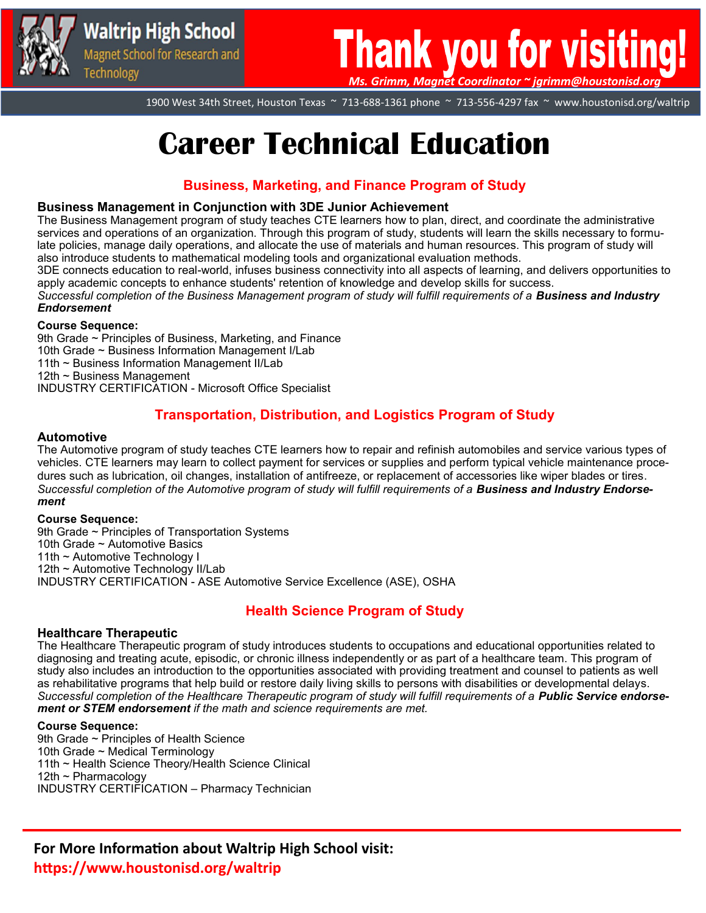Waltrip High School
Magnet School for Research and Technology

# Thank you for visiting!

*Ms. Grimm, Magnet Coordinator ~ jgrimm@houstonisd.org*

1900 West 34th Street, Houston Texas ~ 713-688-1361 phone ~ 713-556-4297 fax ~ www.houstonisd.org/waltrip

# Career Technical Education

## Business, Marketing, and Finance Program of Study

### Business Management in Conjunction with 3DE Junior Achievement

The Business Management program of study teaches CTE learners how to plan, direct, and coordinate the administrative services and operations of an organization. Through this program of study, students will learn the skills necessary to formulate policies, manage daily operations, and allocate the use of materials and human resources. This program of study will also introduce students to mathematical modeling tools and organizational evaluation methods.

3DE connects education to real-world, infuses business connectivity into all aspects of learning, and delivers opportunities to apply academic concepts to enhance students' retention of knowledge and develop skills for success.

*Successful completion of the Business Management program of study will fulfill requirements of a* ***Business and Industry Endorsement***

**Course Sequence:**
9th Grade ~ Principles of Business, Marketing, and Finance
10th Grade ~ Business Information Management I/Lab
11th ~ Business Information Management II/Lab
12th ~ Business Management
INDUSTRY CERTIFICATION - Microsoft Office Specialist

## Transportation, Distribution, and Logistics Program of Study

### Automotive

The Automotive program of study teaches CTE learners how to repair and refinish automobiles and service various types of vehicles. CTE learners may learn to collect payment for services or supplies and perform typical vehicle maintenance procedures such as lubrication, oil changes, installation of antifreeze, or replacement of accessories like wiper blades or tires.

*Successful completion of the Automotive program of study will fulfill requirements of a* ***Business and Industry Endorsement***

**Course Sequence:**
9th Grade ~ Principles of Transportation Systems
10th Grade ~ Automotive Basics
11th ~ Automotive Technology I
12th ~ Automotive Technology II/Lab
INDUSTRY CERTIFICATION - ASE Automotive Service Excellence (ASE), OSHA

## Health Science Program of Study

### Healthcare Therapeutic

The Healthcare Therapeutic program of study introduces students to occupations and educational opportunities related to diagnosing and treating acute, episodic, or chronic illness independently or as part of a healthcare team. This program of study also includes an introduction to the opportunities associated with providing treatment and counsel to patients as well as rehabilitative programs that help build or restore daily living skills to persons with disabilities or developmental delays.

*Successful completion of the Healthcare Therapeutic program of study will fulfill requirements of a* ***Public Service endorsement or STEM endorsement*** *if the math and science requirements are met.*

**Course Sequence:**
9th Grade ~ Principles of Health Science
10th Grade ~ Medical Terminology
11th ~ Health Science Theory/Health Science Clinical
12th ~ Pharmacology
INDUSTRY CERTIFICATION – Pharmacy Technician

---

**For More Information about Waltrip High School visit:**
**https://www.houstonisd.org/waltrip**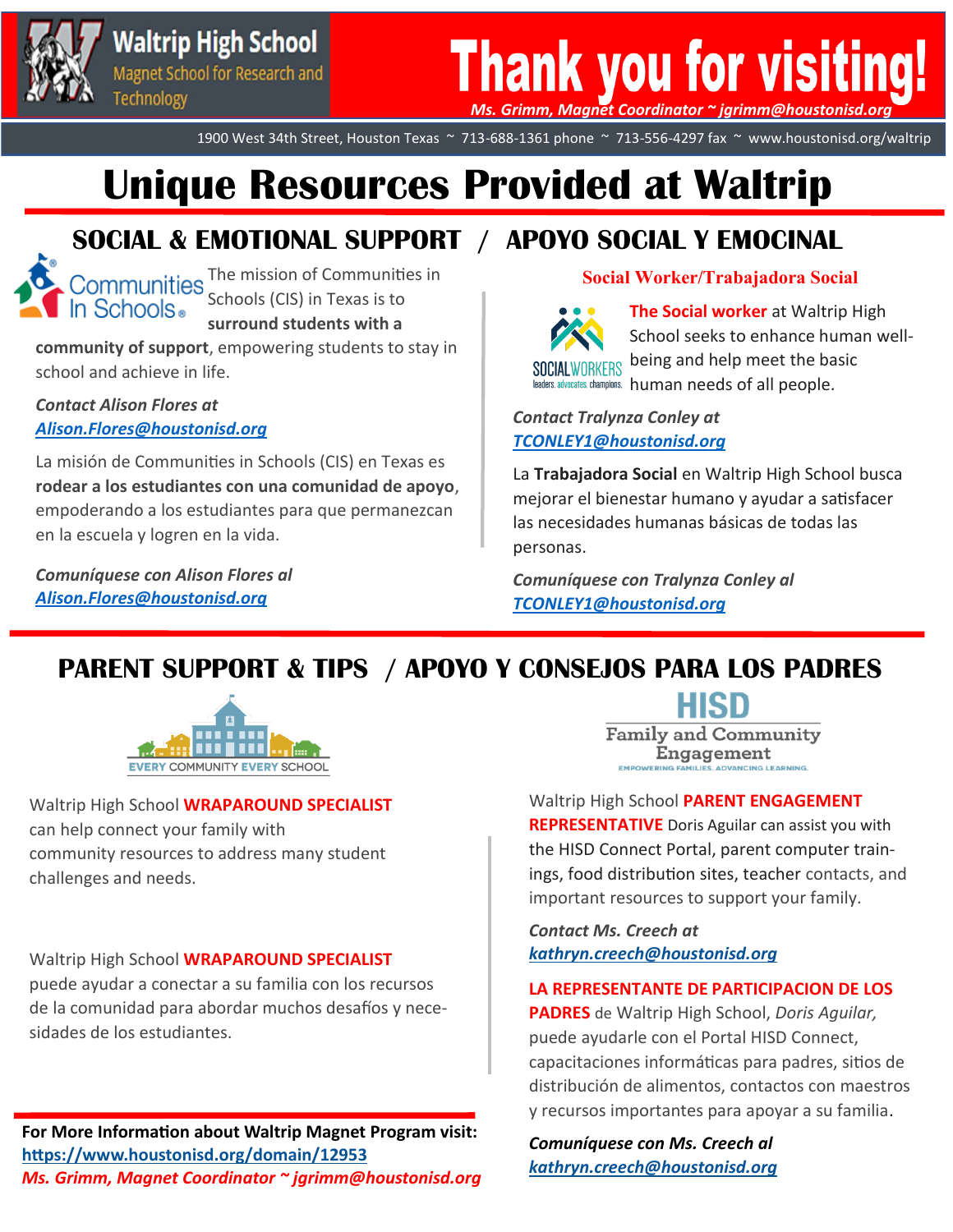Waltrip High School
Magnet School for Research and Technology

# Thank you for visiting!

*Ms. Grimm, Magnet Coordinator ~ jgrimm@houstonisd.org*

1900 West 34th Street, Houston Texas ~ 713-688-1361 phone ~ 713-556-4297 fax ~ www.houstonisd.org/waltrip

# Unique Resources Provided at Waltrip

## SOCIAL & EMOTIONAL SUPPORT / APOYO SOCIAL Y EMOCINAL

Communities In Schools

The mission of Communities in Schools (CIS) in Texas is to **surround students with a community of support**, empowering students to stay in school and achieve in life.

***Contact Alison Flores at***
***Alison.Flores@houstonisd.org***

La misión de Communities in Schools (CIS) en Texas es **rodear a los estudiantes con una comunidad de apoyo**, empoderando a los estudiantes para que permanezcan en la escuela y logren en la vida.

***Comuníquese con Alison Flores al***
***Alison.Flores@houstonisd.org***

### Social Worker/Trabajadora Social

SOCIAL WORKERS leaders. advocates. champions.

**The Social worker** at Waltrip High School seeks to enhance human well-being and help meet the basic human needs of all people.

***Contact Tralynza Conley at***
***TCONLEY1@houstonisd.org***

La **Trabajadora Social** en Waltrip High School busca mejorar el bienestar humano y ayudar a satisfacer las necesidades humanas básicas de todas las personas.

***Comuníquese con Tralynza Conley al***
***TCONLEY1@houstonisd.org***

## PARENT SUPPORT & TIPS / APOYO Y CONSEJOS PARA LOS PADRES

EVERY COMMUNITY EVERY SCHOOL

Waltrip High School **WRAPAROUND SPECIALIST** can help connect your family with community resources to address many student challenges and needs.

Waltrip High School **WRAPAROUND SPECIALIST** puede ayudar a conectar a su familia con los recursos de la comunidad para abordar muchos desafíos y necesidades de los estudiantes.

HISD Family and Community Engagement
EMPOWERING FAMILIES. ADVANCING LEARNING.

Waltrip High School **PARENT ENGAGEMENT REPRESENTATIVE** Doris Aguilar can assist you with the HISD Connect Portal, parent computer trainings, food distribution sites, teacher contacts, and important resources to support your family.

***Contact Ms. Creech at***
***kathryn.creech@houstonisd.org***

**LA REPRESENTANTE DE PARTICIPACION DE LOS PADRES** de Waltrip High School, *Doris Aguilar,* puede ayudarle con el Portal HISD Connect, capacitaciones informáticas para padres, sitios de distribución de alimentos, contactos con maestros y recursos importantes para apoyar a su familia.

***Comuníquese con Ms. Creech al***
***kathryn.creech@houstonisd.org***

**For More Information about Waltrip Magnet Program visit:**
**https://www.houstonisd.org/domain/12953**
***Ms. Grimm, Magnet Coordinator ~ jgrimm@houstonisd.org***